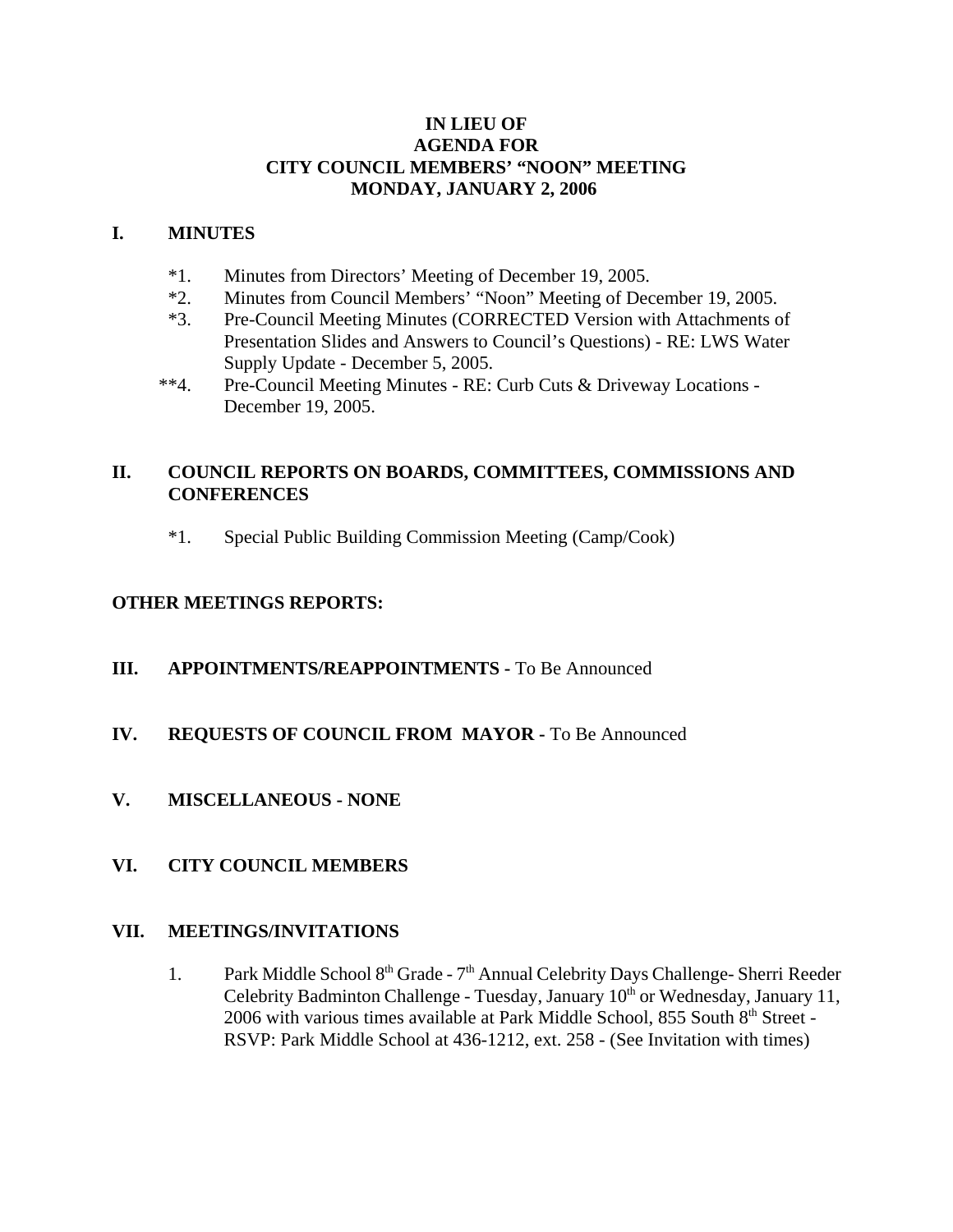# IN LIEU OF
# AGENDA FOR
# CITY COUNCIL MEMBERS' "NOON" MEETING
# MONDAY, JANUARY 2, 2006

## I. MINUTES

*1. Minutes from Directors' Meeting of December 19, 2005.

*2. Minutes from Council Members' "Noon" Meeting of December 19, 2005.

*3. Pre-Council Meeting Minutes (CORRECTED Version with Attachments of Presentation Slides and Answers to Council's Questions) - RE: LWS Water Supply Update - December 5, 2005.

**4. Pre-Council Meeting Minutes - RE: Curb Cuts & Driveway Locations - December 19, 2005.

## II. COUNCIL REPORTS ON BOARDS, COMMITTEES, COMMISSIONS AND CONFERENCES

*1. Special Public Building Commission Meeting (Camp/Cook)

## OTHER MEETINGS REPORTS:

## III. APPOINTMENTS/REAPPOINTMENTS - To Be Announced

## IV. REQUESTS OF COUNCIL FROM MAYOR - To Be Announced

## V. MISCELLANEOUS - NONE

## VI. CITY COUNCIL MEMBERS

## VII. MEETINGS/INVITATIONS

1. Park Middle School 8th Grade - 7th Annual Celebrity Days Challenge- Sherri Reeder Celebrity Badminton Challenge - Tuesday, January 10th or Wednesday, January 11, 2006 with various times available at Park Middle School, 855 South 8th Street - RSVP: Park Middle School at 436-1212, ext. 258 - (See Invitation with times)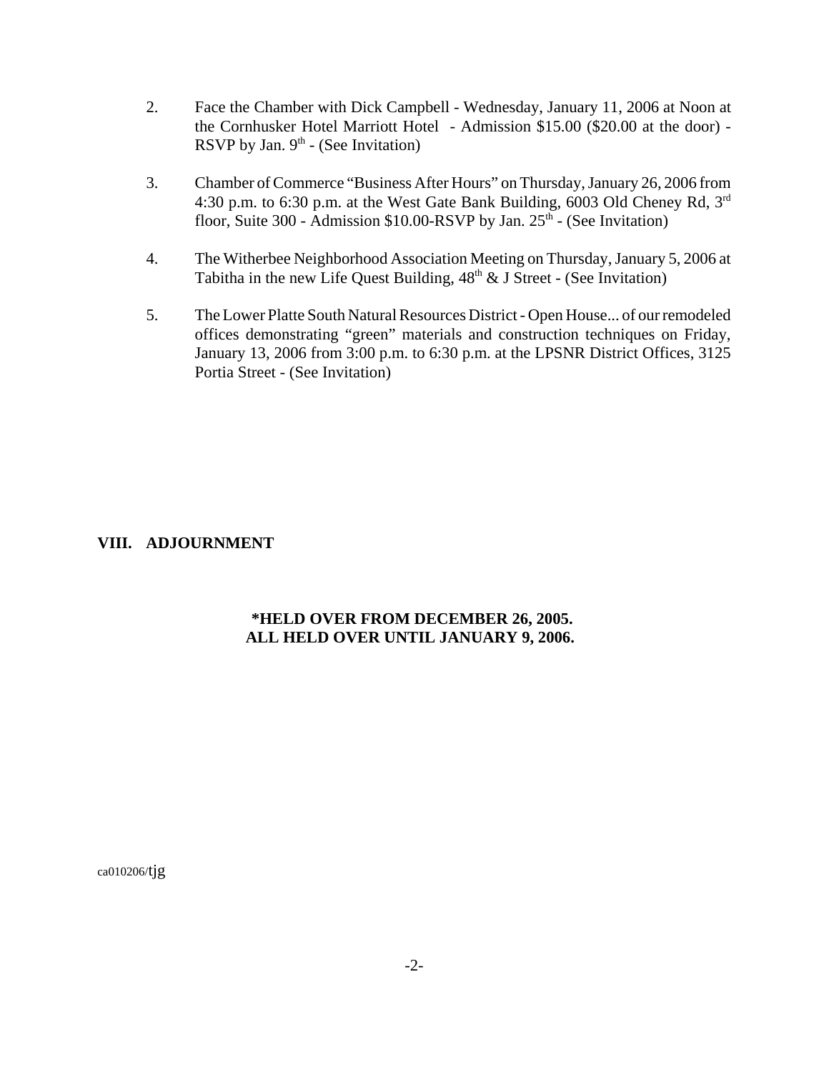2. Face the Chamber with Dick Campbell - Wednesday, January 11, 2006 at Noon at the Cornhusker Hotel Marriott Hotel - Admission $15.00 ($20.00 at the door) - RSVP by Jan. 9th - (See Invitation)

3. Chamber of Commerce "Business After Hours" on Thursday, January 26, 2006 from 4:30 p.m. to 6:30 p.m. at the West Gate Bank Building, 6003 Old Cheney Rd, 3rd floor, Suite 300 - Admission $10.00-RSVP by Jan. 25th - (See Invitation)

4. The Witherbee Neighborhood Association Meeting on Thursday, January 5, 2006 at Tabitha in the new Life Quest Building, 48th & J Street - (See Invitation)

5. The Lower Platte South Natural Resources District - Open House... of our remodeled offices demonstrating "green" materials and construction techniques on Friday, January 13, 2006 from 3:00 p.m. to 6:30 p.m. at the LPSNR District Offices, 3125 Portia Street - (See Invitation)

## VIII. ADJOURNMENT

**\*HELD OVER FROM DECEMBER 26, 2005.**
**ALL HELD OVER UNTIL JANUARY 9, 2006.**

ca010206/tjg